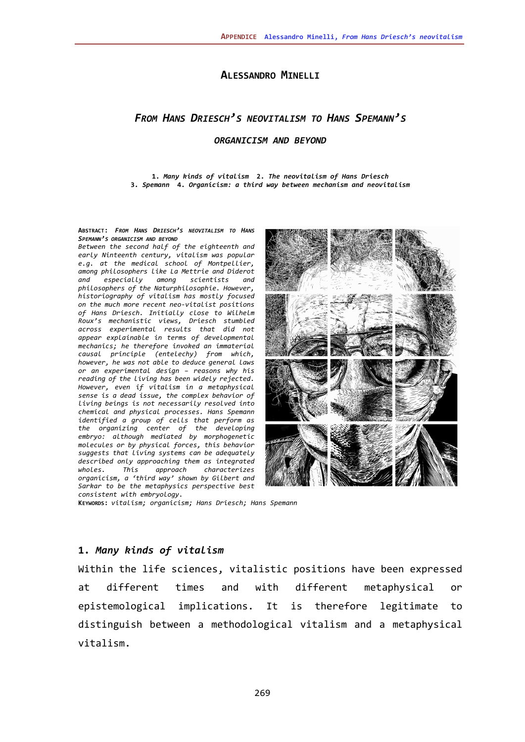# Alessandro Minelli

## *From Hans Driesch's neovitalism to Hans Spemann's organicism and beyond*

**1.** *Many kinds of vitalism* **2.** *The neovitalism of Hans Driesch* **3.** *Spemann* **4.** *Organicism: a third way between mechanism and neovitalism*

**Abstract:** ***From Hans Driesch's neovitalism to Hans Spemann's organicism and beyond***

*Between the second half of the eighteenth and early Ninteenth century, vitalism was popular e.g. at the medical school of Montpellier, among philosophers like La Mettrie and Diderot and especially among scientists and philosophers of the Naturphilosophie. However, historiography of vitalism has mostly focused on the much more recent neo-vitalist positions of Hans Driesch. Initially close to Wilhelm Roux's mechanistic views, Driesch stumbled across experimental results that did not appear explainable in terms of developmental mechanics; he therefore invoked an immaterial causal principle (entelechy) from which, however, he was not able to deduce general laws or an experimental design – reasons why his reading of the living has been widely rejected. However, even if vitalism in a metaphysical sense is a dead issue, the complex behavior of living beings is not necessarily resolved into chemical and physical processes. Hans Spemann identified a group of cells that perform as the organizing center of the developing embryo: although mediated by morphogenetic molecules or by physical forces, this behavior suggests that living systems can be adequately described only approaching them as integrated wholes. This approach characterizes organicism, a 'third way' shown by Gilbert and Sarkar to be the metaphysics perspective best consistent with embryology.*

**Keywords:** *vitalism; organicism; Hans Driesch; Hans Spemann*

## 1. *Many kinds of vitalism*

Within the life sciences, vitalistic positions have been expressed at different times and with different metaphysical or epistemological implications. It is therefore legitimate to distinguish between a methodological vitalism and a metaphysical vitalism.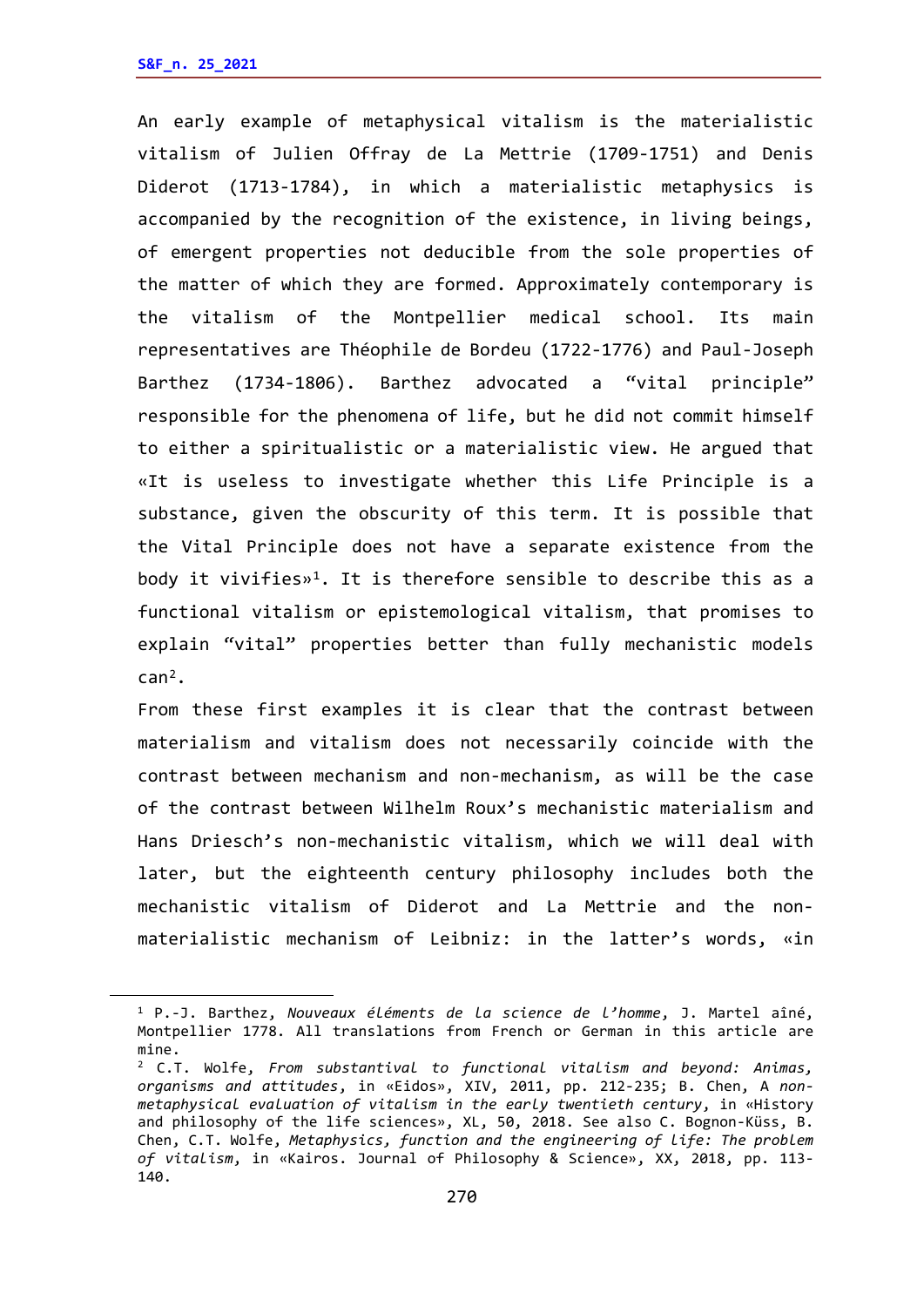An early example of metaphysical vitalism is the materialistic vitalism of Julien Offray de La Mettrie (1709-1751) and Denis Diderot (1713-1784), in which a materialistic metaphysics is accompanied by the recognition of the existence, in living beings, of emergent properties not deducible from the sole properties of the matter of which they are formed. Approximately contemporary is the vitalism of the Montpellier medical school. Its main representatives are Théophile de Bordeu (1722-1776) and Paul-Joseph Barthez (1734-1806). Barthez advocated a “vital principle” responsible for the phenomena of life, but he did not commit himself to either a spiritualistic or a materialistic view. He argued that «It is useless to investigate whether this Life Principle is a substance, given the obscurity of this term. It is possible that the Vital Principle does not have a separate existence from the body it vivifies»[1]. It is therefore sensible to describe this as a functional vitalism or epistemological vitalism, that promises to explain “vital” properties better than fully mechanistic models can[2].

From these first examples it is clear that the contrast between materialism and vitalism does not necessarily coincide with the contrast between mechanism and non-mechanism, as will be the case of the contrast between Wilhelm Roux’s mechanistic materialism and Hans Driesch’s non-mechanistic vitalism, which we will deal with later, but the eighteenth century philosophy includes both the mechanistic vitalism of Diderot and La Mettrie and the non-materialistic mechanism of Leibniz: in the latter’s words, «in

---

[1] P.-J. Barthez, *Nouveaux éléments de la science de l’homme*, J. Martel aîné, Montpellier 1778. All translations from French or German in this article are mine.

[2] C.T. Wolfe, *From substantival to functional vitalism and beyond: Animas, organisms and attitudes*, in «Eidos», XIV, 2011, pp. 212-235; B. Chen, *A non-metaphysical evaluation of vitalism in the early twentieth century*, in «History and philosophy of the life sciences», XL, 50, 2018. See also C. Bognon-Küss, B. Chen, C.T. Wolfe, *Metaphysics, function and the engineering of life: The problem of vitalism*, in «Kairos. Journal of Philosophy & Science», XX, 2018, pp. 113-140.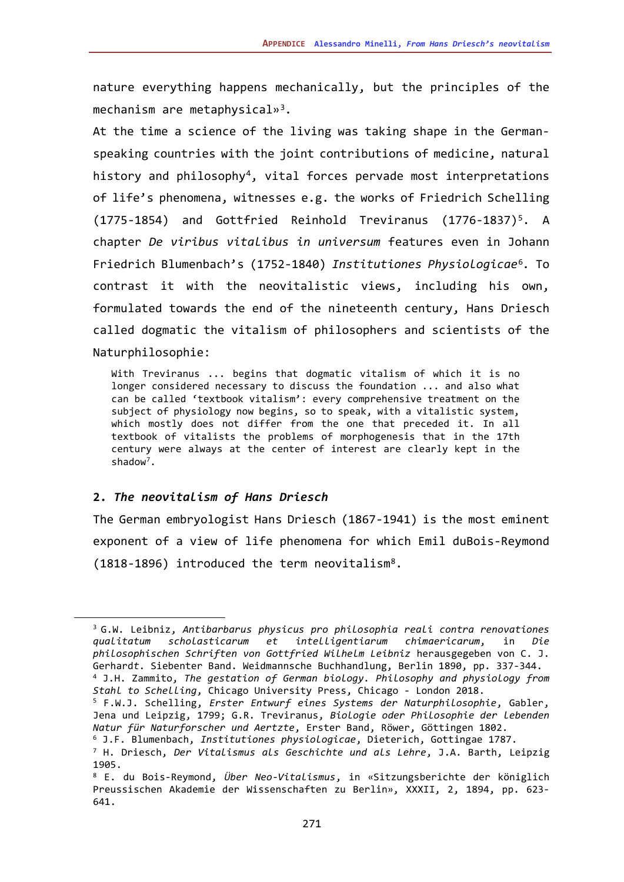nature everything happens mechanically, but the principles of the mechanism are metaphysical»[3].

At the time a science of the living was taking shape in the German-speaking countries with the joint contributions of medicine, natural history and philosophy[4], vital forces pervade most interpretations of life's phenomena, witnesses e.g. the works of Friedrich Schelling (1775-1854) and Gottfried Reinhold Treviranus (1776-1837)[5]. A chapter *De viribus vitalibus in universum* features even in Johann Friedrich Blumenbach's (1752-1840) *Institutiones Physiologicae*[6]. To contrast it with the neovitalistic views, including his own, formulated towards the end of the nineteenth century, Hans Driesch called dogmatic the vitalism of philosophers and scientists of the Naturphilosophie:

> With Treviranus ... begins that dogmatic vitalism of which it is no longer considered necessary to discuss the foundation ... and also what can be called 'textbook vitalism': every comprehensive treatment on the subject of physiology now begins, so to speak, with a vitalistic system, which mostly does not differ from the one that preceded it. In all textbook of vitalists the problems of morphogenesis that in the 17th century were always at the center of interest are clearly kept in the shadow[7].

## 2. *The neovitalism of Hans Driesch*

The German embryologist Hans Driesch (1867-1941) is the most eminent exponent of a view of life phenomena for which Emil duBois-Reymond (1818-1896) introduced the term neovitalism[8].

---

[3] G.W. Leibniz, *Antibarbarus physicus pro philosophia reali contra renovationes qualitatum scholasticarum et intelligentiarum chimaericarum*, in *Die philosophischen Schriften von Gottfried Wilhelm Leibniz* herausgegeben von C. J. Gerhardt. Siebenter Band. Weidmannsche Buchhandlung, Berlin 1890, pp. 337-344.

[4] J.H. Zammito, *The gestation of German biology. Philosophy and physiology from Stahl to Schelling*, Chicago University Press, Chicago - London 2018.

[5] F.W.J. Schelling, *Erster Entwurf eines Systems der Naturphilosophie*, Gabler, Jena und Leipzig, 1799; G.R. Treviranus, *Biologie oder Philosophie der lebenden Natur für Naturforscher und Aertzte*, Erster Band, Röwer, Göttingen 1802.

[6] J.F. Blumenbach, *Institutiones physiologicae*, Dieterich, Gottingae 1787.

[7] H. Driesch, *Der Vitalismus als Geschichte und als Lehre*, J.A. Barth, Leipzig 1905.

[8] E. du Bois-Reymond, *Über Neo-Vitalismus*, in «Sitzungsberichte der königlich Preussischen Akademie der Wissenschaften zu Berlin», XXXII, 2, 1894, pp. 623-641.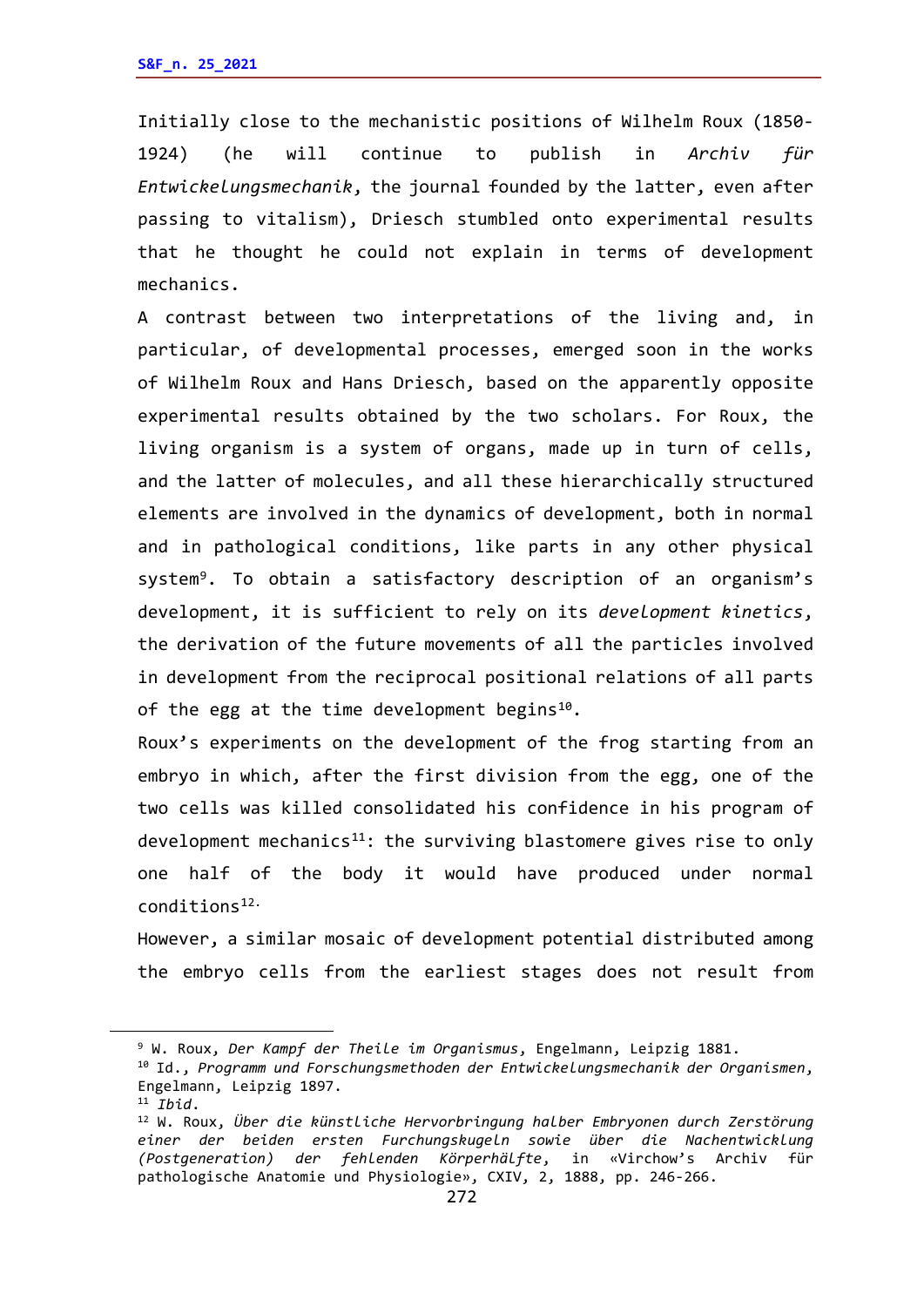Initially close to the mechanistic positions of Wilhelm Roux (1850-1924) (he will continue to publish in *Archiv für Entwickelungsmechanik*, the journal founded by the latter, even after passing to vitalism), Driesch stumbled onto experimental results that he thought he could not explain in terms of development mechanics.

A contrast between two interpretations of the living and, in particular, of developmental processes, emerged soon in the works of Wilhelm Roux and Hans Driesch, based on the apparently opposite experimental results obtained by the two scholars. For Roux, the living organism is a system of organs, made up in turn of cells, and the latter of molecules, and all these hierarchically structured elements are involved in the dynamics of development, both in normal and in pathological conditions, like parts in any other physical system[9]. To obtain a satisfactory description of an organism's development, it is sufficient to rely on its *development kinetics*, the derivation of the future movements of all the particles involved in development from the reciprocal positional relations of all parts of the egg at the time development begins[10].

Roux's experiments on the development of the frog starting from an embryo in which, after the first division from the egg, one of the two cells was killed consolidated his confidence in his program of development mechanics[11]: the surviving blastomere gives rise to only one half of the body it would have produced under normal conditions[12].

However, a similar mosaic of development potential distributed among the embryo cells from the earliest stages does not result from

---

[9] W. Roux, *Der Kampf der Theile im Organismus*, Engelmann, Leipzig 1881.

[10] Id., *Programm und Forschungsmethoden der Entwickelungsmechanik der Organismen*, Engelmann, Leipzig 1897.

[11] *Ibid*.

[12] W. Roux, *Über die künstliche Hervorbringung halber Embryonen durch Zerstörung einer der beiden ersten Furchungskugeln sowie über die Nachentwicklung (Postgeneration) der fehlenden Körperhälfte*, in «Virchow's Archiv für pathologische Anatomie und Physiologie», CXIV, 2, 1888, pp. 246-266.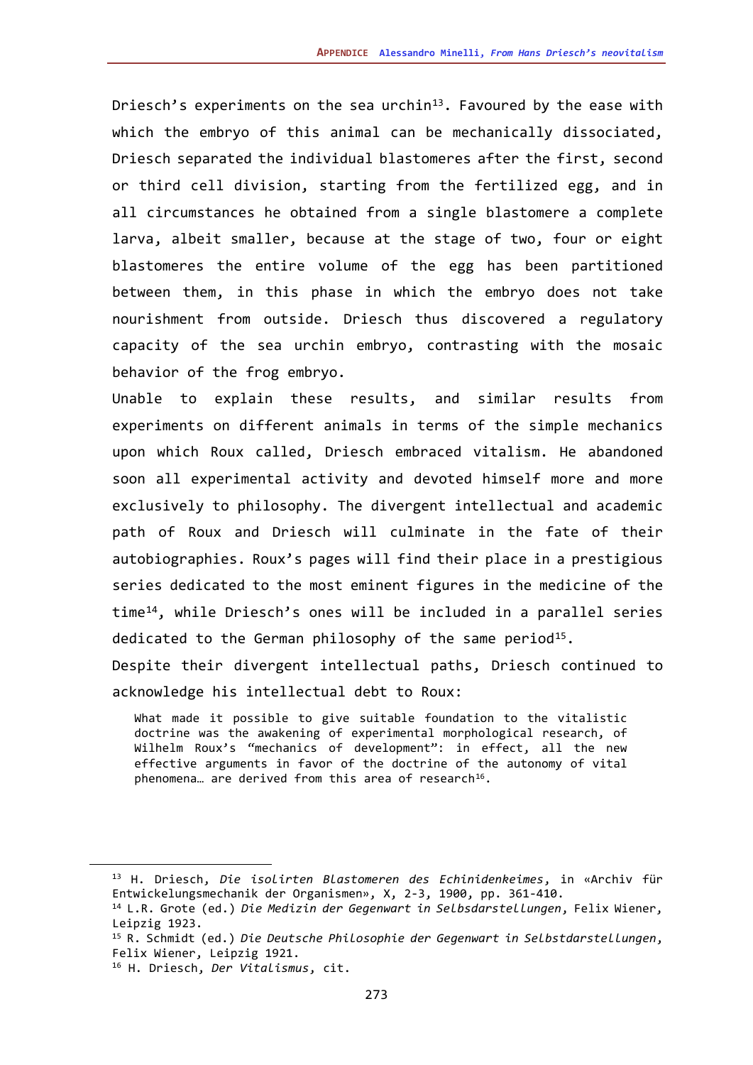Driesch's experiments on the sea urchin[13]. Favoured by the ease with which the embryo of this animal can be mechanically dissociated, Driesch separated the individual blastomeres after the first, second or third cell division, starting from the fertilized egg, and in all circumstances he obtained from a single blastomere a complete larva, albeit smaller, because at the stage of two, four or eight blastomeres the entire volume of the egg has been partitioned between them, in this phase in which the embryo does not take nourishment from outside. Driesch thus discovered a regulatory capacity of the sea urchin embryo, contrasting with the mosaic behavior of the frog embryo.

Unable to explain these results, and similar results from experiments on different animals in terms of the simple mechanics upon which Roux called, Driesch embraced vitalism. He abandoned soon all experimental activity and devoted himself more and more exclusively to philosophy. The divergent intellectual and academic path of Roux and Driesch will culminate in the fate of their autobiographies. Roux's pages will find their place in a prestigious series dedicated to the most eminent figures in the medicine of the time[14], while Driesch's ones will be included in a parallel series dedicated to the German philosophy of the same period[15].

Despite their divergent intellectual paths, Driesch continued to acknowledge his intellectual debt to Roux:

> What made it possible to give suitable foundation to the vitalistic doctrine was the awakening of experimental morphological research, of Wilhelm Roux's "mechanics of development": in effect, all the new effective arguments in favor of the doctrine of the autonomy of vital phenomena… are derived from this area of research[16].

---

[13] H. Driesch, *Die isolirten Blastomeren des Echinidenkeimes*, in «Archiv für Entwickelungsmechanik der Organismen», X, 2-3, 1900, pp. 361-410.

[14] L.R. Grote (ed.) *Die Medizin der Gegenwart in Selbsdarstellungen*, Felix Wiener, Leipzig 1923.

[15] R. Schmidt (ed.) *Die Deutsche Philosophie der Gegenwart in Selbstdarstellungen*, Felix Wiener, Leipzig 1921.

[16] H. Driesch, *Der Vitalismus*, cit.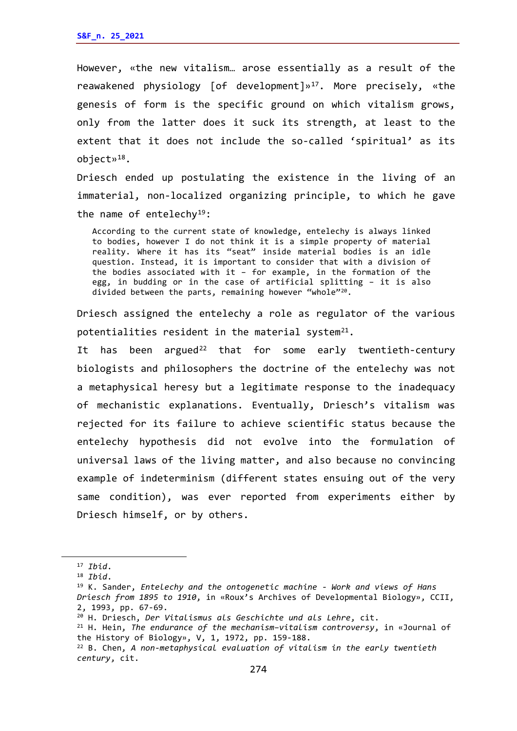However, «the new vitalism… arose essentially as a result of the reawakened physiology [of development]»[17]. More precisely, «the genesis of form is the specific ground on which vitalism grows, only from the latter does it suck its strength, at least to the extent that it does not include the so-called 'spiritual' as its object»[18].

Driesch ended up postulating the existence in the living of an immaterial, non-localized organizing principle, to which he gave the name of entelechy[19]:

> According to the current state of knowledge, entelechy is always linked to bodies, however I do not think it is a simple property of material reality. Where it has its "seat" inside material bodies is an idle question. Instead, it is important to consider that with a division of the bodies associated with it – for example, in the formation of the egg, in budding or in the case of artificial splitting – it is also divided between the parts, remaining however "whole"[20].

Driesch assigned the entelechy a role as regulator of the various potentialities resident in the material system[21].

It has been argued[22] that for some early twentieth-century biologists and philosophers the doctrine of the entelechy was not a metaphysical heresy but a legitimate response to the inadequacy of mechanistic explanations. Eventually, Driesch's vitalism was rejected for its failure to achieve scientific status because the entelechy hypothesis did not evolve into the formulation of universal laws of the living matter, and also because no convincing example of indeterminism (different states ensuing out of the very same condition), was ever reported from experiments either by Driesch himself, or by others.

---

[17] *Ibid*.

[18] *Ibid*.

[19] K. Sander, *Entelechy and the ontogenetic machine - Work and views of Hans Driesch from 1895 to 1910*, in «Roux's Archives of Developmental Biology», CCII, 2, 1993, pp. 67-69.

[20] H. Driesch, *Der Vitalismus als Geschichte und als Lehre*, cit.

[21] H. Hein, *The endurance of the mechanism-vitalism controversy*, in «Journal of the History of Biology», V, 1, 1972, pp. 159-188.

[22] B. Chen, *A non-metaphysical evaluation of vitalism in the early twentieth century*, cit.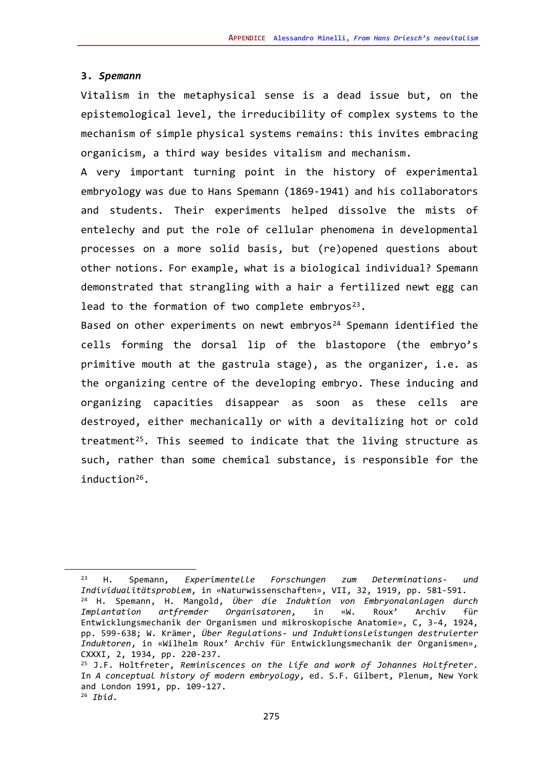### 3. *Spemann*

Vitalism in the metaphysical sense is a dead issue but, on the epistemological level, the irreducibility of complex systems to the mechanism of simple physical systems remains: this invites embracing organicism, a third way besides vitalism and mechanism.

A very important turning point in the history of experimental embryology was due to Hans Spemann (1869-1941) and his collaborators and students. Their experiments helped dissolve the mists of entelechy and put the role of cellular phenomena in developmental processes on a more solid basis, but (re)opened questions about other notions. For example, what is a biological individual? Spemann demonstrated that strangling with a hair a fertilized newt egg can lead to the formation of two complete embryos[23].

Based on other experiments on newt embryos[24] Spemann identified the cells forming the dorsal lip of the blastopore (the embryo's primitive mouth at the gastrula stage), as the organizer, i.e. as the organizing centre of the developing embryo. These inducing and organizing capacities disappear as soon as these cells are destroyed, either mechanically or with a devitalizing hot or cold treatment[25]. This seemed to indicate that the living structure as such, rather than some chemical substance, is responsible for the induction[26].

---

[23] H. Spemann, *Experimentelle Forschungen zum Determinations- und Individualitätsproblem*, in «Naturwissenschaften», VII, 32, 1919, pp. 581-591.

[24] H. Spemann, H. Mangold, *Über die Induktion von Embryonalanlagen durch Implantation artfremder Organisatoren*, in «W. Roux' Archiv für Entwicklungsmechanik der Organismen und mikroskopische Anatomie», C, 3-4, 1924, pp. 599-638; W. Krämer, *Über Regulations- und Induktionsleistungen destruierter Induktoren*, in «Wilhelm Roux' Archiv für Entwicklungsmechanik der Organismen», CXXXI, 2, 1934, pp. 220-237.

[25] J.F. Holtfreter, *Reminiscences on the life and work of Johannes Holtfreter*. In *A conceptual history of modern embryology*, ed. S.F. Gilbert, Plenum, New York and London 1991, pp. 109-127.

[26] *Ibid*.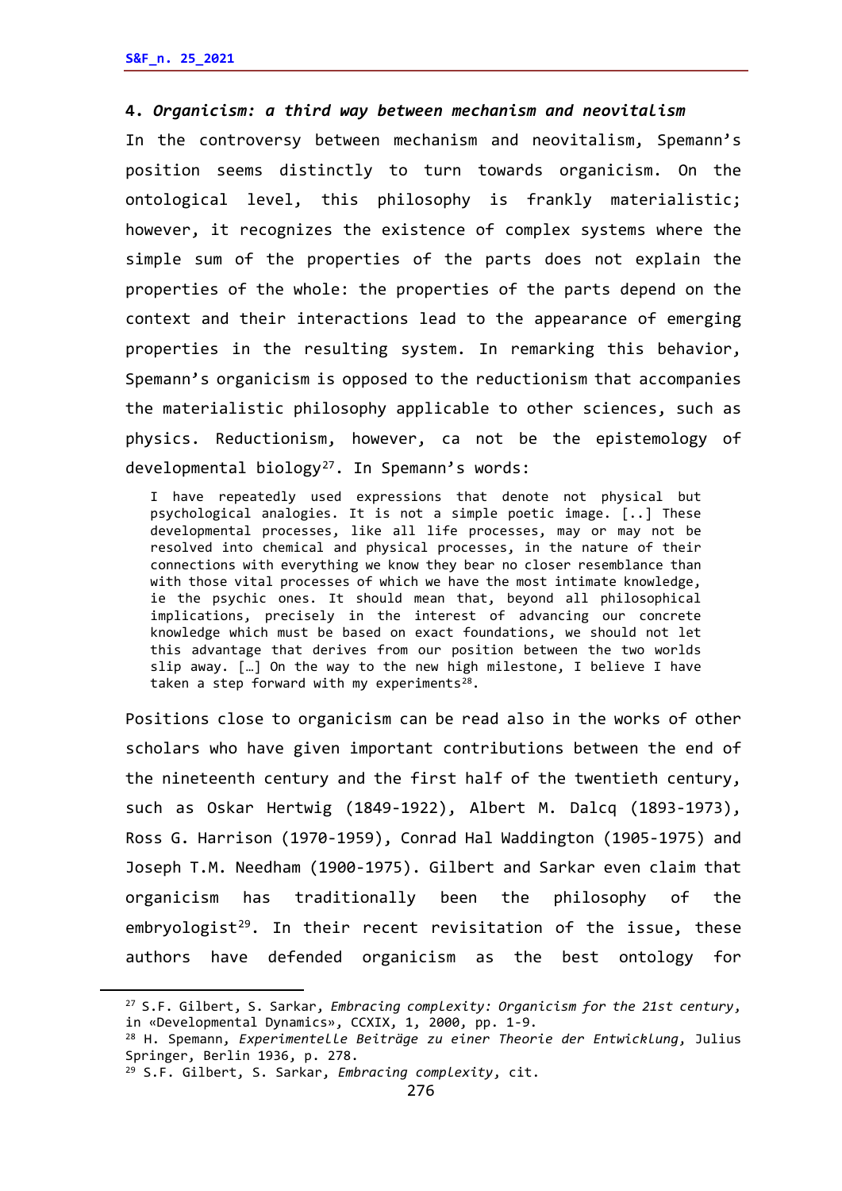## 4. *Organicism: a third way between mechanism and neovitalism*

In the controversy between mechanism and neovitalism, Spemann's position seems distinctly to turn towards organicism. On the ontological level, this philosophy is frankly materialistic; however, it recognizes the existence of complex systems where the simple sum of the properties of the parts does not explain the properties of the whole: the properties of the parts depend on the context and their interactions lead to the appearance of emerging properties in the resulting system. In remarking this behavior, Spemann's organicism is opposed to the reductionism that accompanies the materialistic philosophy applicable to other sciences, such as physics. Reductionism, however, ca not be the epistemology of developmental biology[27]. In Spemann's words:

> I have repeatedly used expressions that denote not physical but psychological analogies. It is not a simple poetic image. [..] These developmental processes, like all life processes, may or may not be resolved into chemical and physical processes, in the nature of their connections with everything we know they bear no closer resemblance than with those vital processes of which we have the most intimate knowledge, ie the psychic ones. It should mean that, beyond all philosophical implications, precisely in the interest of advancing our concrete knowledge which must be based on exact foundations, we should not let this advantage that derives from our position between the two worlds slip away. […] On the way to the new high milestone, I believe I have taken a step forward with my experiments[28].

Positions close to organicism can be read also in the works of other scholars who have given important contributions between the end of the nineteenth century and the first half of the twentieth century, such as Oskar Hertwig (1849-1922), Albert M. Dalcq (1893-1973), Ross G. Harrison (1970-1959), Conrad Hal Waddington (1905-1975) and Joseph T.M. Needham (1900-1975). Gilbert and Sarkar even claim that organicism has traditionally been the philosophy of the embryologist[29]. In their recent revisitation of the issue, these authors have defended organicism as the best ontology for

---

[27] S.F. Gilbert, S. Sarkar, *Embracing complexity: Organicism for the 21st century*, in «Developmental Dynamics», CCXIX, 1, 2000, pp. 1-9.

[28] H. Spemann, *Experimentelle Beiträge zu einer Theorie der Entwicklung*, Julius Springer, Berlin 1936, p. 278.

[29] S.F. Gilbert, S. Sarkar, *Embracing complexity*, cit.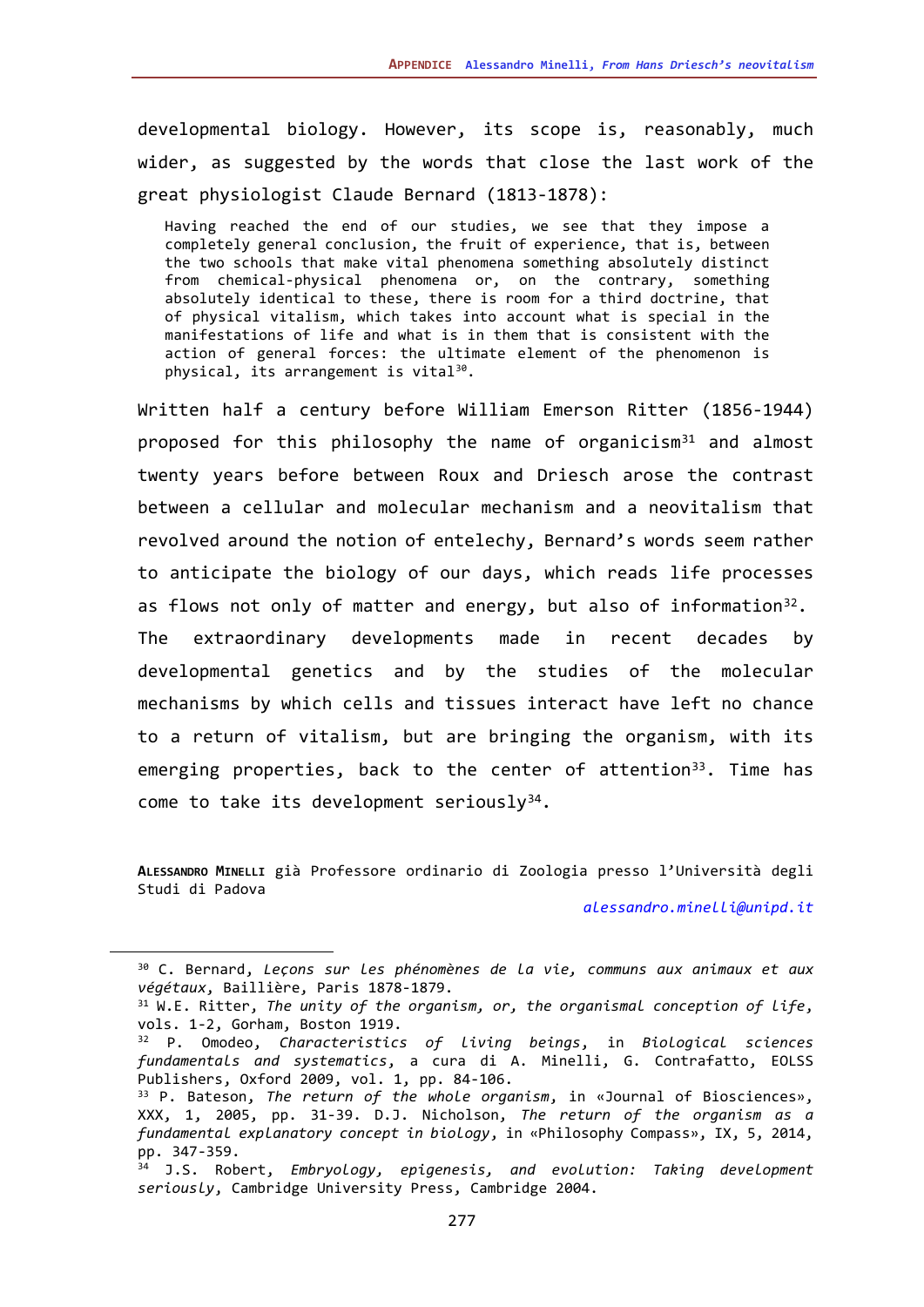developmental biology. However, its scope is, reasonably, much wider, as suggested by the words that close the last work of the great physiologist Claude Bernard (1813-1878):

> Having reached the end of our studies, we see that they impose a completely general conclusion, the fruit of experience, that is, between the two schools that make vital phenomena something absolutely distinct from chemical-physical phenomena or, on the contrary, something absolutely identical to these, there is room for a third doctrine, that of physical vitalism, which takes into account what is special in the manifestations of life and what is in them that is consistent with the action of general forces: the ultimate element of the phenomenon is physical, its arrangement is vital[30].

Written half a century before William Emerson Ritter (1856-1944) proposed for this philosophy the name of organicism[31] and almost twenty years before between Roux and Driesch arose the contrast between a cellular and molecular mechanism and a neovitalism that revolved around the notion of entelechy, Bernard's words seem rather to anticipate the biology of our days, which reads life processes as flows not only of matter and energy, but also of information[32]. The extraordinary developments made in recent decades by developmental genetics and by the studies of the molecular mechanisms by which cells and tissues interact have left no chance to a return of vitalism, but are bringing the organism, with its emerging properties, back to the center of attention[33]. Time has come to take its development seriously[34].

**Alessandro Minelli** già Professore ordinario di Zoologia presso l'Università degli Studi di Padova

*alessandro.minelli@unipd.it*

---

[30] C. Bernard, *Leçons sur les phénomènes de la vie, communs aux animaux et aux végétaux*, Baillière, Paris 1878-1879.

[31] W.E. Ritter, *The unity of the organism, or, the organismal conception of life*, vols. 1-2, Gorham, Boston 1919.

[32] P. Omodeo, *Characteristics of living beings*, in *Biological sciences fundamentals and systematics*, a cura di A. Minelli, G. Contrafatto, EOLSS Publishers, Oxford 2009, vol. 1, pp. 84-106.

[33] P. Bateson, *The return of the whole organism*, in «Journal of Biosciences», XXX, 1, 2005, pp. 31-39. D.J. Nicholson, *The return of the organism as a fundamental explanatory concept in biology*, in «Philosophy Compass», IX, 5, 2014, pp. 347-359.

[34] J.S. Robert, *Embryology, epigenesis, and evolution: Taking development seriously*, Cambridge University Press, Cambridge 2004.